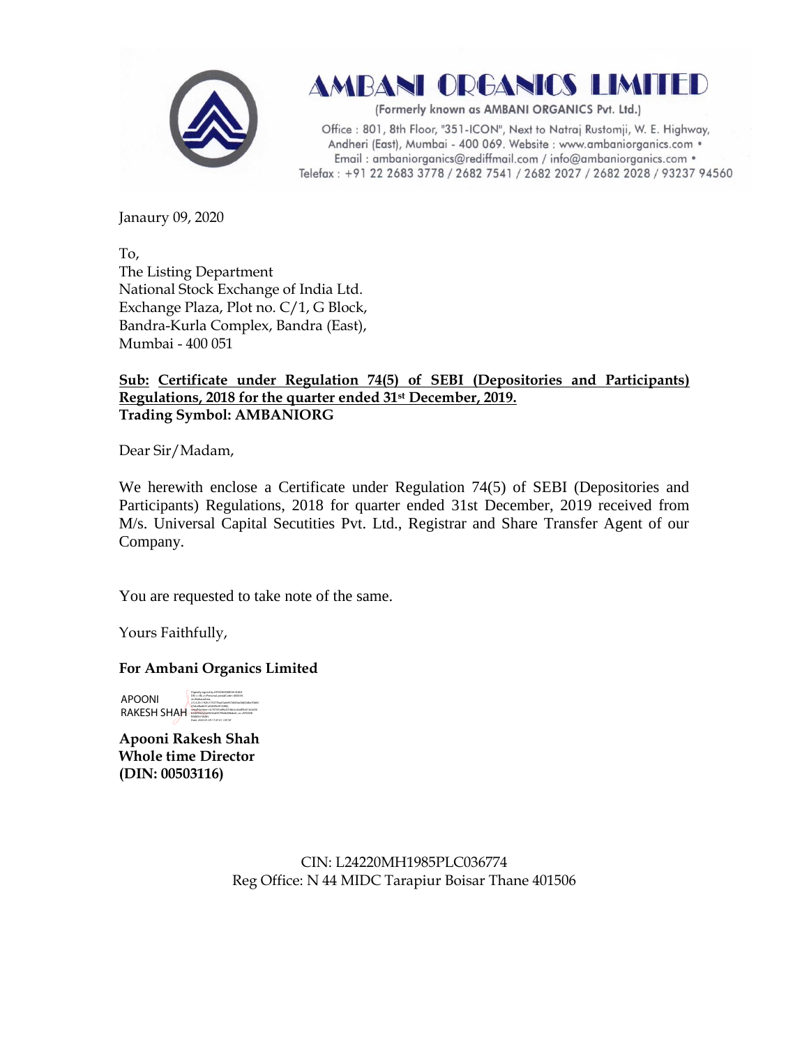# AMBANI ORGANICS LIMITED

(Formerly known as AMBANI ORGANICS Pvt. Ltd.)

Office : 801, 8th Floor, "351-ICON", Next to Natraj Rustomji, W. E. Highway, Andheri (East), Mumbai - 400 069. Website : www.ambaniorganics.com • Email : ambaniorganics@rediffmail.com / info@ambaniorganics.com • Telefax : +91 22 2683 3778 / 2682 7541 / 2682 2027 / 2682 2028 / 93237 94560

Janaury 09, 2020

To,
The Listing Department
National Stock Exchange of India Ltd.
Exchange Plaza, Plot no. C/1, G Block,
Bandra-Kurla Complex, Bandra (East),
Mumbai - 400 051

**Sub: Certificate under Regulation 74(5) of SEBI (Depositories and Participants) Regulations, 2018 for the quarter ended 31st December, 2019.**
**Trading Symbol: AMBANIORG**

Dear Sir/Madam,

We herewith enclose a Certificate under Regulation 74(5) of SEBI (Depositories and Participants) Regulations, 2018 for quarter ended 31st December, 2019 received from M/s. Universal Capital Secutities Pvt. Ltd., Registrar and Share Transfer Agent of our Company.

You are requested to take note of the same.

Yours Faithfully,

**For Ambani Organics Limited**

APOONI RAKESH SHAH

**Apooni Rakesh Shah**
**Whole time Director**
**(DIN: 00503116)**

CIN: L24220MH1985PLC036774
Reg Office: N 44 MIDC Tarapiur Boisar Thane 401506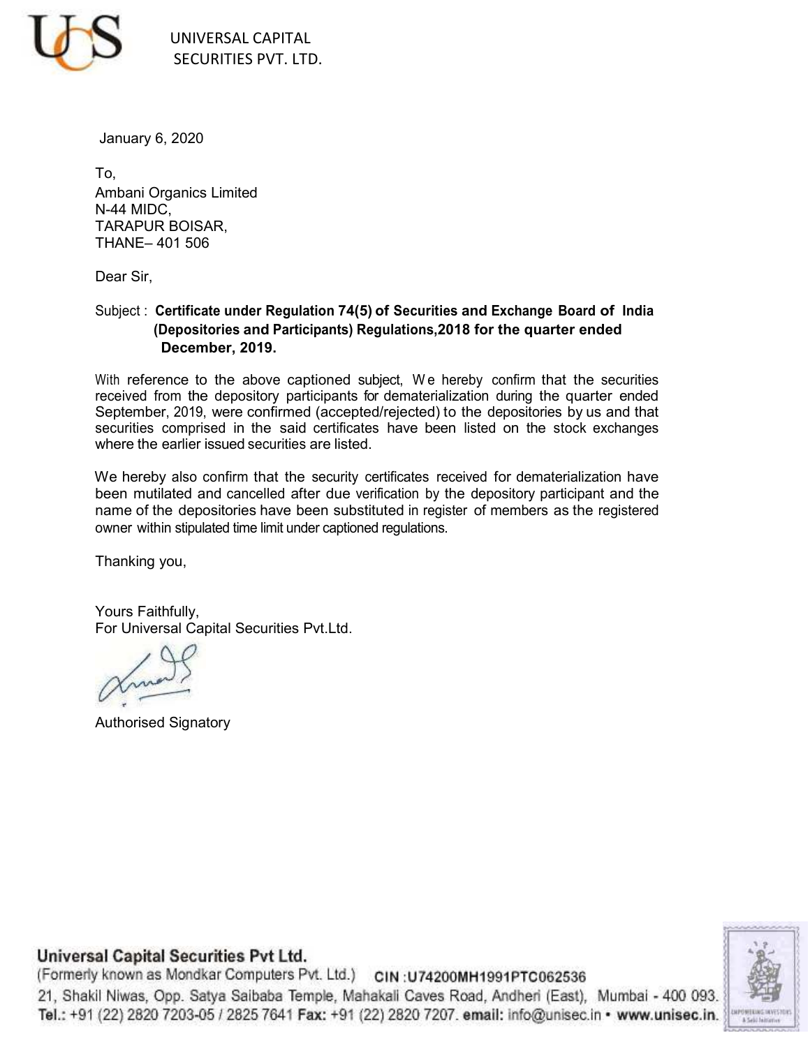UNIVERSAL CAPITAL SECURITIES PVT. LTD.

January 6, 2020

To,
Ambani Organics Limited
N-44 MIDC,
TARAPUR BOISAR,
THANE– 401 506

Dear Sir,

Subject : **Certificate under Regulation 74(5) of Securities and Exchange Board of India (Depositories and Participants) Regulations,2018 for the quarter ended December, 2019.**

With reference to the above captioned subject, We hereby confirm that the securities received from the depository participants for dematerialization during the quarter ended September, 2019, were confirmed (accepted/rejected) to the depositories by us and that securities comprised in the said certificates have been listed on the stock exchanges where the earlier issued securities are listed.

We hereby also confirm that the security certificates received for dematerialization have been mutilated and cancelled after due verification by the depository participant and the name of the depositories have been substituted in register of members as the registered owner within stipulated time limit under captioned regulations.

Thanking you,

Yours Faithfully,
For Universal Capital Securities Pvt.Ltd.

Authorised Signatory

**Universal Capital Securities Pvt Ltd.**
(Formerly known as Mondkar Computers Pvt. Ltd.) CIN :U74200MH1991PTC062536
21, Shakil Niwas, Opp. Satya Saibaba Temple, Mahakali Caves Road, Andheri (East), Mumbai - 400 093.
**Tel.:** +91 (22) 2820 7203-05 / 2825 7641 **Fax:** +91 (22) 2820 7207. **email:** info@unisec.in • **www.unisec.in.**